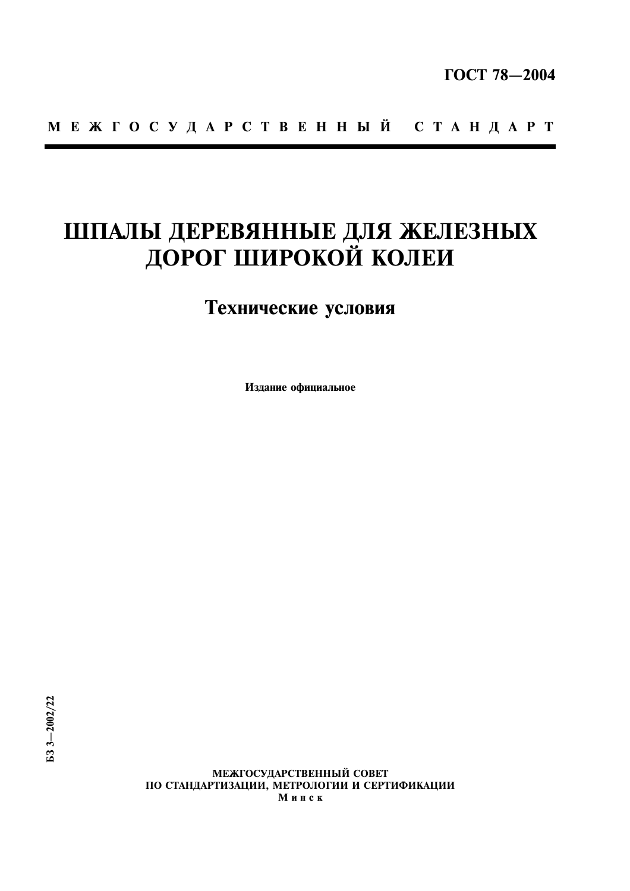**ГОСТ 78—2004**

М Е Ж Г О С У Д А Р С Т В Е Н Н Ы Й С Т А Н Д А Р Т

# ШПАЛЫ ДЕРЕВЯННЫЕ ДЛЯ ЖЕЛЕЗНЫХ ДОРОГ ШИРОКОЙ КОЛЕИ

## Технические условия

**Издание официальное**

БЗ 3—2002/22

МЕЖГОСУДАРСТВЕННЫЙ СОВЕТ
ПО СТАНДАРТИЗАЦИИ, МЕТРОЛОГИИ И СЕРТИФИКАЦИИ
М и н с к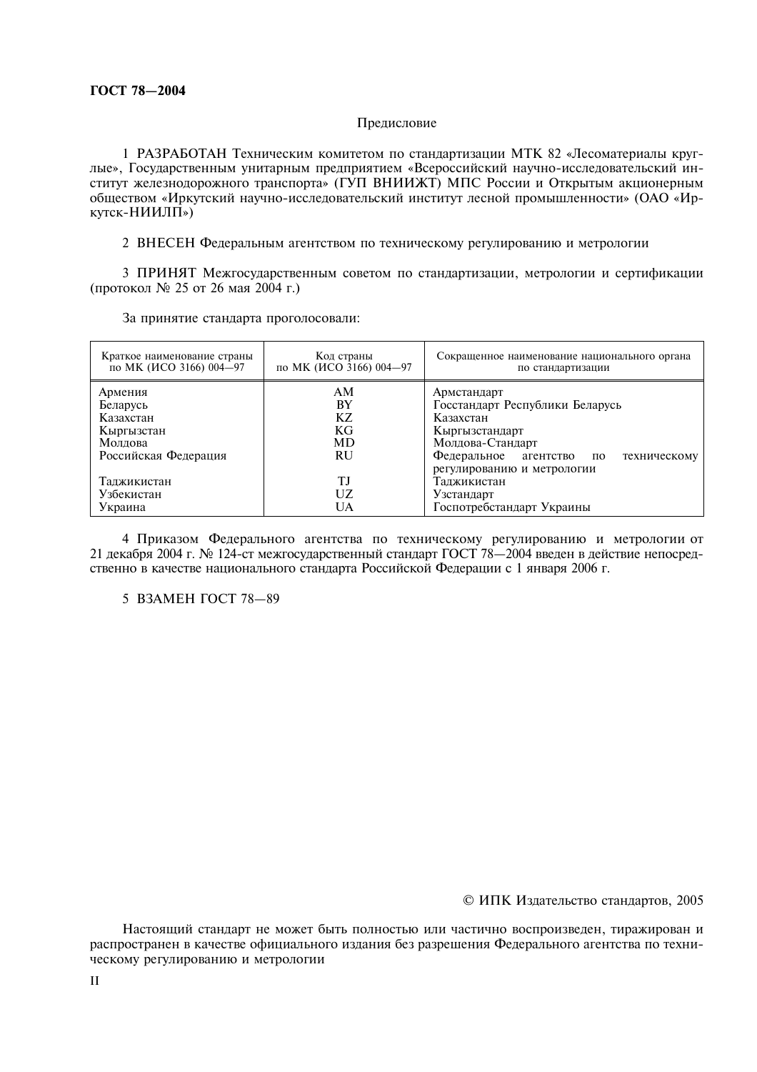## Предисловие

1 РАЗРАБОТАН Техническим комитетом по стандартизации МТК 82 «Лесоматериалы круглые», Государственным унитарным предприятием «Всероссийский научно-исследовательский институт железнодорожного транспорта» (ГУП ВНИИЖТ) МПС России и Открытым акционерным обществом «Иркутский научно-исследовательский институт лесной промышленности» (ОАО «Иркутск-НИИЛП»)

2 ВНЕСЕН Федеральным агентством по техническому регулированию и метрологии

3 ПРИНЯТ Межгосударственным советом по стандартизации, метрологии и сертификации (протокол № 25 от 26 мая 2004 г.)

За принятие стандарта проголосовали:

| Краткое наименование страны по МК (ИСО 3166) 004—97 | Код страны по МК (ИСО 3166) 004—97 | Сокращенное наименование национального органа по стандартизации |
|---|---|---|
| Армения | AM | Армстандарт |
| Беларусь | BY | Госстандарт Республики Беларусь |
| Казахстан | KZ | Казахстан |
| Кыргызстан | KG | Кыргызстандарт |
| Молдова | MD | Молдова-Стандарт |
| Российская Федерация | RU | Федеральное агентство по техническому регулированию и метрологии |
| Таджикистан | TJ | Таджикистан |
| Узбекистан | UZ | Узстандарт |
| Украина | UA | Госпотребстандарт Украины |

4 Приказом Федерального агентства по техническому регулированию и метрологии от 21 декабря 2004 г. № 124-ст межгосударственный стандарт ГОСТ 78—2004 введен в действие непосредственно в качестве национального стандарта Российской Федерации с 1 января 2006 г.

5 ВЗАМЕН ГОСТ 78—89

© ИПК Издательство стандартов, 2005

Настоящий стандарт не может быть полностью или частично воспроизведен, тиражирован и распространен в качестве официального издания без разрешения Федерального агентства по техническому регулированию и метрологии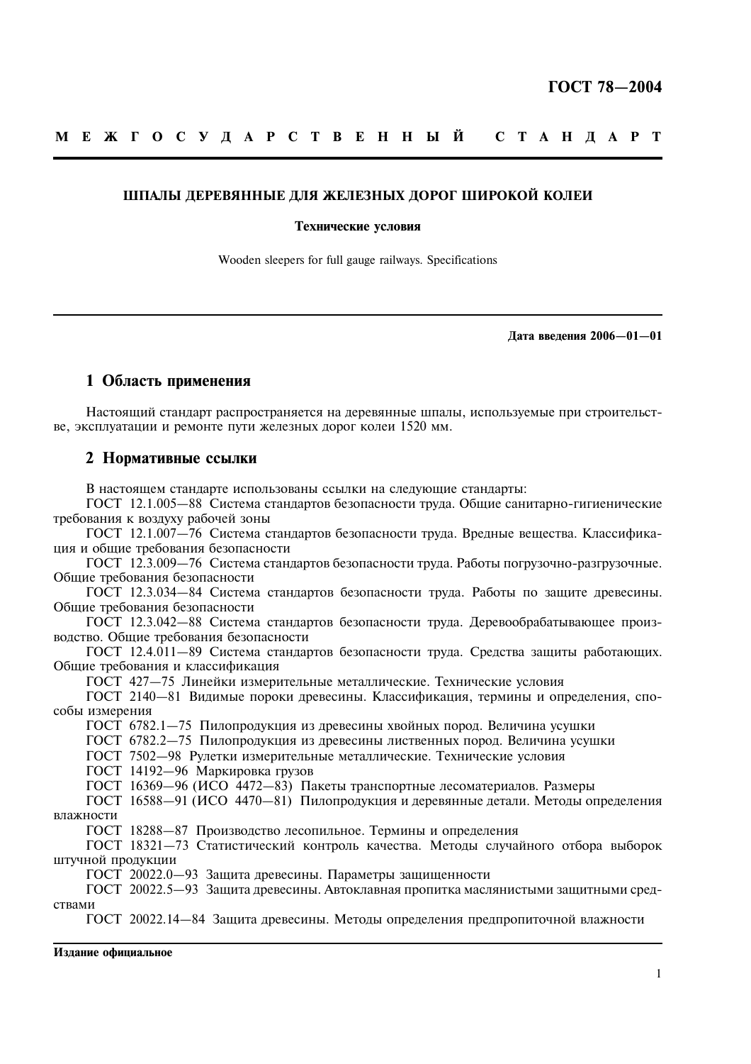ГОСТ 78—2004

**М Е Ж Г О С У Д А Р С Т В Е Н Н Ы Й   С Т А Н Д А Р Т**

# ШПАЛЫ ДЕРЕВЯННЫЕ ДЛЯ ЖЕЛЕЗНЫХ ДОРОГ ШИРОКОЙ КОЛЕИ

**Технические условия**

Wooden sleepers for full gauge railways. Specifications

**Дата введения 2006—01—01**

## 1 Область применения

Настоящий стандарт распространяется на деревянные шпалы, используемые при строительстве, эксплуатации и ремонте пути железных дорог колеи 1520 мм.

## 2 Нормативные ссылки

В настоящем стандарте использованы ссылки на следующие стандарты:

ГОСТ 12.1.005—88 Система стандартов безопасности труда. Общие санитарно-гигиенические требования к воздуху рабочей зоны

ГОСТ 12.1.007—76 Система стандартов безопасности труда. Вредные вещества. Классификация и общие требования безопасности

ГОСТ 12.3.009—76 Система стандартов безопасности труда. Работы погрузочно-разгрузочные. Общие требования безопасности

ГОСТ 12.3.034—84 Система стандартов безопасности труда. Работы по защите древесины. Общие требования безопасности

ГОСТ 12.3.042—88 Система стандартов безопасности труда. Деревообрабатывающее производство. Общие требования безопасности

ГОСТ 12.4.011—89 Система стандартов безопасности труда. Средства защиты работающих. Общие требования и классификация

ГОСТ 427—75 Линейки измерительные металлические. Технические условия

ГОСТ 2140—81 Видимые пороки древесины. Классификация, термины и определения, способы измерения

ГОСТ 6782.1—75 Пилопродукция из древесины хвойных пород. Величина усушки

ГОСТ 6782.2—75 Пилопродукция из древесины лиственных пород. Величина усушки

ГОСТ 7502—98 Рулетки измерительные металлические. Технические условия

ГОСТ 14192—96 Маркировка грузов

ГОСТ 16369—96 (ИСО 4472—83) Пакеты транспортные лесоматериалов. Размеры

ГОСТ 16588—91 (ИСО 4470—81) Пилопродукция и деревянные детали. Методы определения влажности

ГОСТ 18288—87 Производство лесопильное. Термины и определения

ГОСТ 18321—73 Статистический контроль качества. Методы случайного отбора выборок штучной продукции

ГОСТ 20022.0—93 Защита древесины. Параметры защищенности

ГОСТ 20022.5—93 Защита древесины. Автоклавная пропитка маслянистыми защитными средствами

ГОСТ 20022.14—84 Защита древесины. Методы определения предпропиточной влажности

**Издание официальное**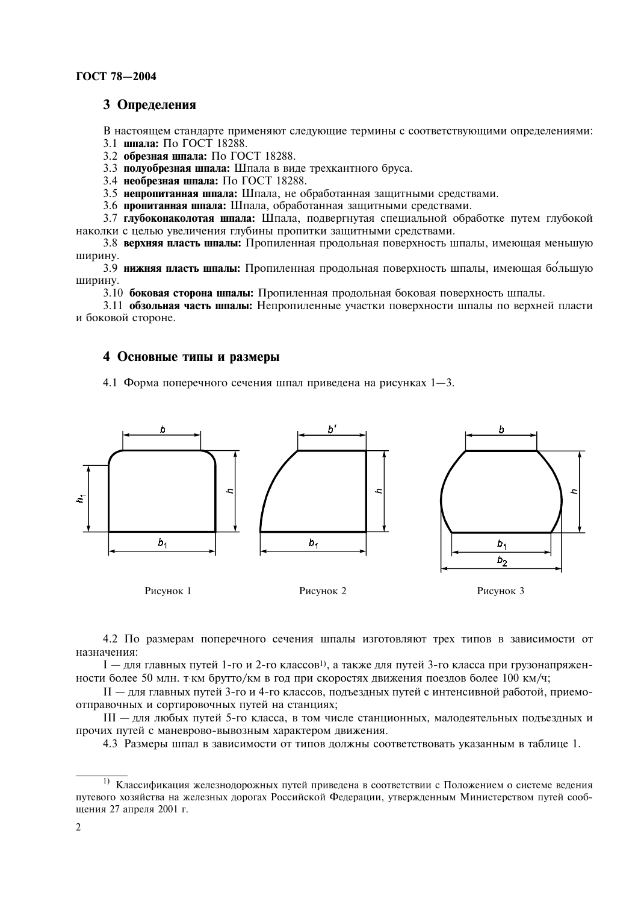## 3 Определения

В настоящем стандарте применяют следующие термины с соответствующими определениями:

3.1 **шпала:** По ГОСТ 18288.

3.2 **обрезная шпала:** По ГОСТ 18288.

3.3 **полуобрезная шпала:** Шпала в виде трехкантного бруса.

3.4 **необрезная шпала:** По ГОСТ 18288.

3.5 **непропитанная шпала:** Шпала, не обработанная защитными средствами.

3.6 **пропитанная шпала:** Шпала, обработанная защитными средствами.

3.7 **глубоконаколотая шпала:** Шпала, подвергнутая специальной обработке путем глубокой наколки с целью увеличения глубины пропитки защитными средствами.

3.8 **верхняя пласть шпалы:** Пропиленная продольная поверхность шпалы, имеющая меньшую ширину.

3.9 **нижняя пласть шпалы:** Пропиленная продольная поверхность шпалы, имеющая бо́льшую ширину.

3.10 **боковая сторона шпалы:** Пропиленная продольная боковая поверхность шпалы.

3.11 **обзольная часть шпалы:** Непропиленные участки поверхности шпалы по верхней пласти и боковой стороне.

## 4 Основные типы и размеры

4.1 Форма поперечного сечения шпал приведена на рисунках 1—3.

Рисунок 1

Рисунок 2

Рисунок 3

4.2 По размерам поперечного сечения шпалы изготовляют трех типов в зависимости от назначения:

I — для главных путей 1-го и 2-го классов[1], а также для путей 3-го класса при грузонапряженности более 50 млн. т·км брутто/км в год при скоростях движения поездов более 100 км/ч;

II — для главных путей 3-го и 4-го классов, подъездных путей с интенсивной работой, приемо-отправочных и сортировочных путей на станциях;

III — для любых путей 5-го класса, в том числе станционных, малодеятельных подъездных и прочих путей с маневрово-вывозным характером движения.

4.3 Размеры шпал в зависимости от типов должны соответствовать указанным в таблице 1.

---

[1] Классификация железнодорожных путей приведена в соответствии с Положением о системе ведения путевого хозяйства на железных дорогах Российской Федерации, утвержденным Министерством путей сообщения 27 апреля 2001 г.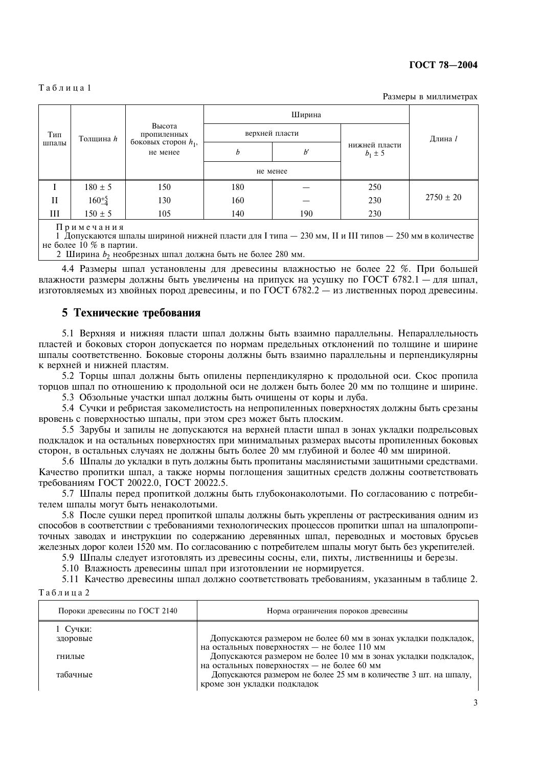Таблица 1

Размеры в миллиметрах

| Тип шпалы | Толщина $h$ | Высота пропиленных боковых сторон $h_1$, не менее | Ширина | | | Длина $l$ |
|---|---|---|---|---|---|---|
| | | | верхней пласти | | нижней пласти $b_1 \pm 5$ | |
| | | | $b$ | $b'$ | | |
| | | | не менее | | | |
| I | $180 \pm 5$ | 150 | 180 | — | 250 | $2750 \pm 20$ |
| II | $160^{+5}_{-4}$ | 130 | 160 | — | 230 | |
| III | $150 \pm 5$ | 105 | 140 | 190 | 230 | |

Примечания

1 Допускаются шпалы шириной нижней пласти для I типа — 230 мм, II и III типов — 250 мм в количестве не более 10 % в партии.

2 Ширина $b_2$ необрезных шпал должна быть не более 280 мм.

4.4 Размеры шпал установлены для древесины влажностью не более 22 %. При большей влажности размеры должны быть увеличены на припуск на усушку по ГОСТ 6782.1 — для шпал, изготовляемых из хвойных пород древесины, и по ГОСТ 6782.2 — из лиственных пород древесины.

## 5 Технические требования

5.1 Верхняя и нижняя пласти шпал должны быть взаимно параллельны. Непараллельность пластей и боковых сторон допускается по нормам предельных отклонений по толщине и ширине шпалы соответственно. Боковые стороны должны быть взаимно параллельны и перпендикулярны к верхней и нижней пластям.

5.2 Торцы шпал должны быть опилены перпендикулярно к продольной оси. Скос пропила торцов шпал по отношению к продольной оси не должен быть более 20 мм по толщине и ширине.

5.3 Обзольные участки шпал должны быть очищены от коры и луба.

5.4 Сучки и ребристая закомелистость на непропиленных поверхностях должны быть срезаны вровень с поверхностью шпалы, при этом срез может быть плоским.

5.5 Зарубы и запилы не допускаются на верхней пласти шпал в зонах укладки подрельсовых подкладок и на остальных поверхностях при минимальных размерах высоты пропиленных боковых сторон, в остальных случаях не должны быть более 20 мм глубиной и более 40 мм шириной.

5.6 Шпалы до укладки в путь должны быть пропитаны маслянистыми защитными средствами. Качество пропитки шпал, а также нормы поглощения защитных средств должны соответствовать требованиям ГОСТ 20022.0, ГОСТ 20022.5.

5.7 Шпалы перед пропиткой должны быть глубоконаколотыми. По согласованию с потребителем шпалы могут быть ненаколотыми.

5.8 После сушки перед пропиткой шпалы должны быть укреплены от растрескивания одним из способов в соответствии с требованиями технологических процессов пропитки шпал на шпалопропиточных заводах и инструкции по содержанию деревянных шпал, переводных и мостовых брусьев железных дорог колеи 1520 мм. По согласованию с потребителем шпалы могут быть без укрепителей.

5.9 Шпалы следует изготовлять из древесины сосны, ели, пихты, лиственницы и березы.

5.10 Влажность древесины шпал при изготовлении не нормируется.

5.11 Качество древесины шпал должно соответствовать требованиям, указанным в таблице 2.

Таблица 2

| Пороки древесины по ГОСТ 2140 | Норма ограничения пороков древесины |
|---|---|
| 1 Сучки: | |
| здоровые | Допускаются размером не более 60 мм в зонах укладки подкладок, на остальных поверхностях — не более 110 мм |
| гнилые | Допускаются размером не более 10 мм в зонах укладки подкладок, на остальных поверхностях — не более 60 мм |
| табачные | Допускаются размером не более 25 мм в количестве 3 шт. на шпалу, кроме зон укладки подкладок |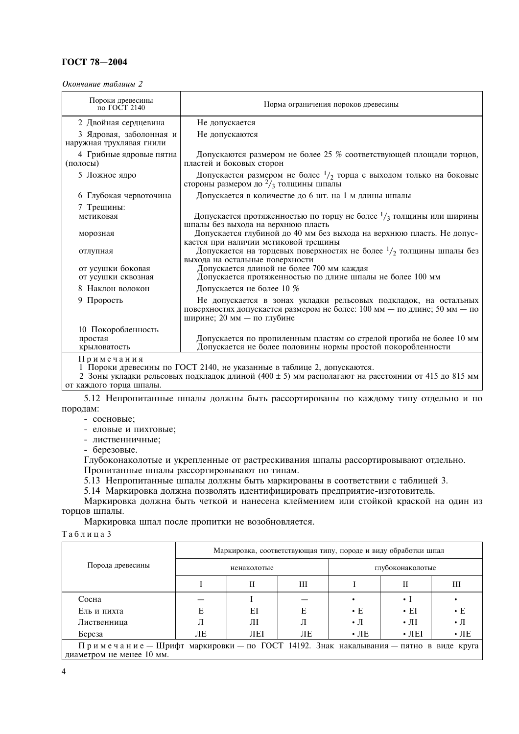*Окончание таблицы 2*

| Пороки древесины по ГОСТ 2140 | Норма ограничения пороков древесины |
|---|---|
| 2 Двойная сердцевина | Не допускается |
| 3 Ядровая, заболонная и наружная трухлявая гнили | Не допускаются |
| 4 Грибные ядровые пятна (полосы) | Допускаются размером не более 25 % соответствующей площади торцов, пластей и боковых сторон |
| 5 Ложное ядро | Допускается размером не более $^1/_2$ торца с выходом только на боковые стороны размером до $^2/_3$ толщины шпалы |
| 6 Глубокая червоточина | Допускается в количестве до 6 шт. на 1 м длины шпалы |
| 7 Трещины: | |
| метиковая | Допускается протяженностью по торцу не более $^1/_3$ толщины или ширины шпалы без выхода на верхнюю пласть |
| морозная | Допускается глубиной до 40 мм без выхода на верхнюю пласть. Не допускается при наличии метиковой трещины |
| отлупная | Допускается на торцевых поверхностях не более $^1/_2$ толщины шпалы без выхода на остальные поверхности |
| от усушки боковая | Допускается длиной не более 700 мм каждая |
| от усушки сквозная | Допускается протяженностью по длине шпалы не более 100 мм |
| 8 Наклон волокон | Допускается не более 10 % |
| 9 Прорость | Не допускается в зонах укладки рельсовых подкладок, на остальных поверхностях допускается размером не более: 100 мм — по длине; 50 мм — по ширине; 20 мм — по глубине |
| 10 Покоробленность | |
| простая | Допускается по пропиленным пластям со стрелой прогиба не более 10 мм |
| крыловатость | Допускается не более половины нормы простой покоробленности |

Примечания

1 Пороки древесины по ГОСТ 2140, не указанные в таблице 2, допускаются.

2 Зоны укладки рельсовых подкладок длиной (400 ± 5) мм располагают на расстоянии от 415 до 815 мм от каждого торца шпалы.

5.12 Непропитанные шпалы должны быть рассортированы по каждому типу отдельно и по породам:

- сосновые;
- еловые и пихтовые;
- лиственничные;
- березовые.

Глубоконаколотые и укрепленные от растрескивания шпалы рассортировывают отдельно.

Пропитанные шпалы рассортировывают по типам.

5.13 Непропитанные шпалы должны быть маркированы в соответствии с таблицей 3.

5.14 Маркировка должна позволять идентифицировать предприятие-изготовитель.

Маркировка должна быть четкой и нанесена клеймением или стойкой краской на один из торцов шпалы.

Маркировка шпал после пропитки не возобновляется.

Таблица 3

| Порода древесины | Маркировка, соответствующая типу, породе и виду обработки шпал | | | | | |
|---|---|---|---|---|---|---|
| | ненаколотые | | | глубоконаколотые | | |
| | I | II | III | I | II | III |
| Сосна | — | I | — | • | • I | • |
| Ель и пихта | Е | ЕI | Е | • Е | • ЕI | • Е |
| Лиственница | Л | ЛI | Л | • Л | • ЛI | • Л |
| Береза | ЛЕ | ЛЕI | ЛЕ | • ЛЕ | • ЛЕI | • ЛЕ |

Примечание — Шрифт маркировки — по ГОСТ 14192. Знак накалывания — пятно в виде круга диаметром не менее 10 мм.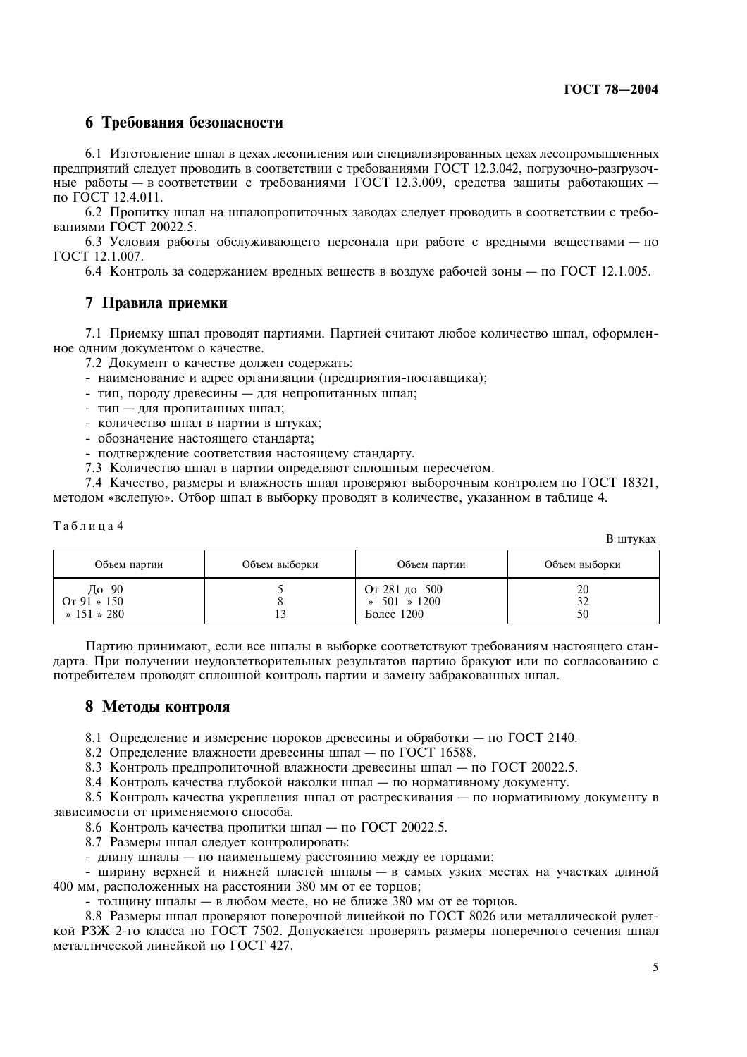## 6 Требования безопасности

6.1 Изготовление шпал в цехах лесопиления или специализированных цехах лесопромышленных предприятий следует проводить в соответствии с требованиями ГОСТ 12.3.042, погрузочно-разгрузочные работы — в соответствии с требованиями ГОСТ 12.3.009, средства защиты работающих — по ГОСТ 12.4.011.

6.2 Пропитку шпал на шпалопропиточных заводах следует проводить в соответствии с требованиями ГОСТ 20022.5.

6.3 Условия работы обслуживающего персонала при работе с вредными веществами — по ГОСТ 12.1.007.

6.4 Контроль за содержанием вредных веществ в воздухе рабочей зоны — по ГОСТ 12.1.005.

## 7 Правила приемки

7.1 Приемку шпал проводят партиями. Партией считают любое количество шпал, оформленное одним документом о качестве.

7.2 Документ о качестве должен содержать:

- наименование и адрес организации (предприятия-поставщика);
- тип, породу древесины — для непропитанных шпал;
- тип — для пропитанных шпал;
- количество шпал в партии в штуках;
- обозначение настоящего стандарта;
- подтверждение соответствия настоящему стандарту.

7.3 Количество шпал в партии определяют сплошным пересчетом.

7.4 Качество, размеры и влажность шпал проверяют выборочным контролем по ГОСТ 18321, методом «вслепую». Отбор шпал в выборку проводят в количестве, указанном в таблице 4.

Таблица 4

В штуках

| Объем партии | Объем выборки | Объем партии | Объем выборки |
|---|---|---|---|
| До 90 | 5 | От 281 до 500 | 20 |
| От 91 » 150 | 8 | » 501 » 1200 | 32 |
| » 151 » 280 | 13 | Более 1200 | 50 |

Партию принимают, если все шпалы в выборке соответствуют требованиям настоящего стандарта. При получении неудовлетворительных результатов партию бракуют или по согласованию с потребителем проводят сплошной контроль партии и замену забракованных шпал.

## 8 Методы контроля

8.1 Определение и измерение пороков древесины и обработки — по ГОСТ 2140.

8.2 Определение влажности древесины шпал — по ГОСТ 16588.

8.3 Контроль предпропиточной влажности древесины шпал — по ГОСТ 20022.5.

8.4 Контроль качества глубокой наколки шпал — по нормативному документу.

8.5 Контроль качества укрепления шпал от растрескивания — по нормативному документу в зависимости от применяемого способа.

8.6 Контроль качества пропитки шпал — по ГОСТ 20022.5.

8.7 Размеры шпал следует контролировать:

- длину шпалы — по наименьшему расстоянию между ее торцами;
- ширину верхней и нижней пластей шпалы — в самых узких местах на участках длиной 400 мм, расположенных на расстоянии 380 мм от ее торцов;
- толщину шпалы — в любом месте, но не ближе 380 мм от ее торцов.

8.8 Размеры шпал проверяют поверочной линейкой по ГОСТ 8026 или металлической рулеткой РЗЖ 2-го класса по ГОСТ 7502. Допускается проверять размеры поперечного сечения шпал металлической линейкой по ГОСТ 427.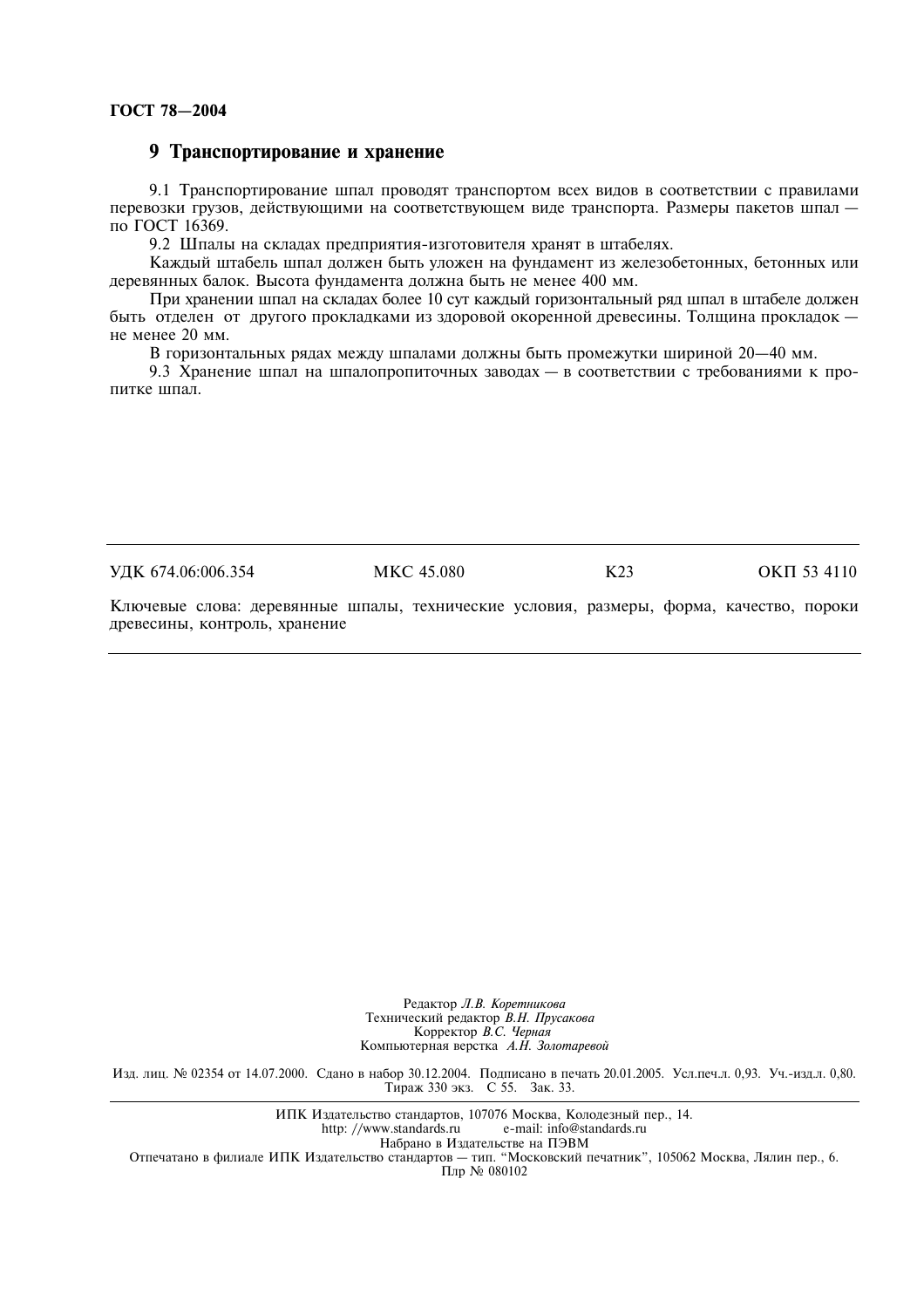## 9 Транспортирование и хранение

9.1 Транспортирование шпал проводят транспортом всех видов в соответствии с правилами перевозки грузов, действующими на соответствующем виде транспорта. Размеры пакетов шпал — по ГОСТ 16369.

9.2 Шпалы на складах предприятия-изготовителя хранят в штабелях.

Каждый штабель шпал должен быть уложен на фундамент из железобетонных, бетонных или деревянных балок. Высота фундамента должна быть не менее 400 мм.

При хранении шпал на складах более 10 сут каждый горизонтальный ряд шпал в штабеле должен быть отделен от другого прокладками из здоровой окоренной древесины. Толщина прокладок — не менее 20 мм.

В горизонтальных рядах между шпалами должны быть промежутки шириной 20—40 мм.

9.3 Хранение шпал на шпалопропиточных заводах — в соответствии с требованиями к пропитке шпал.

---

УДК 674.06:006.354 МКС 45.080 К23 ОКП 53 4110

Ключевые слова: деревянные шпалы, технические условия, размеры, форма, качество, пороки древесины, контроль, хранение

---

Редактор *Л.В. Коретникова*
Технический редактор *В.Н. Прусакова*
Корректор *В.С. Черная*
Компьютерная верстка *А.Н. Золотаревой*

Изд. лиц. № 02354 от 14.07.2000. Сдано в набор 30.12.2004. Подписано в печать 20.01.2005. Усл.печ.л. 0,93. Уч.-изд.л. 0,80. Тираж 330 экз. С 55. Зак. 33.

ИПК Издательство стандартов, 107076 Москва, Колодезный пер., 14.
http: //www.standards.ru e-mail: info@standards.ru
Набрано в Издательстве на ПЭВМ
Отпечатано в филиале ИПК Издательство стандартов — тип. "Московский печатник", 105062 Москва, Лялин пер., 6.
Плр № 080102